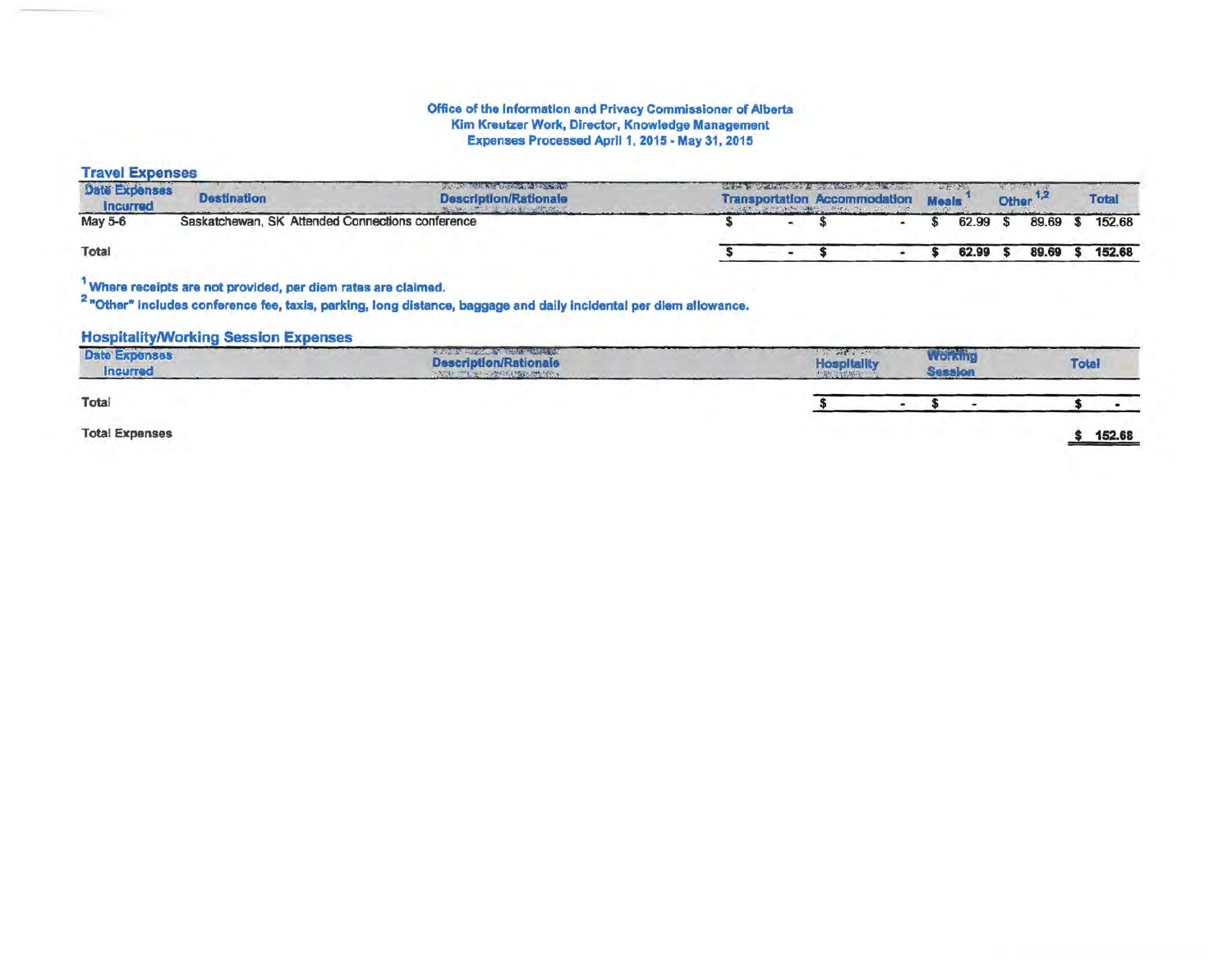**Office of the Information and Privacy Commissioner of Alberta**
**Kim Kreutzer Work, Director, Knowledge Management**
**Expenses Processed April 1, 2015 - May 31, 2015**

## Travel Expenses

| Date Expenses Incurred | Destination | Description/Rationale | Transportation | Accommodation | Meals [1] | Other [1,2] | Total |
|---|---|---|---|---|---|---|---|
| May 5-6 | Saskatchewan, SK | Attended Connections conference | $ - | $ - | $ 62.99 | $ 89.69 | $ 152.68 |
| **Total** | | | $ - | $ - | $ 62.99 | $ 89.69 | $ 152.68 |

[1] Where receipts are not provided, per diem rates are claimed.

[2] "Other" includes conference fee, taxis, parking, long distance, baggage and daily incidental per diem allowance.

## Hospitality/Working Session Expenses

| Date Expenses Incurred | Description/Rationale | Hospitality | Working Session | Total |
|---|---|---|---|---|
| **Total** | | $ - | $ - | $ - |

**Total Expenses** $ 152.68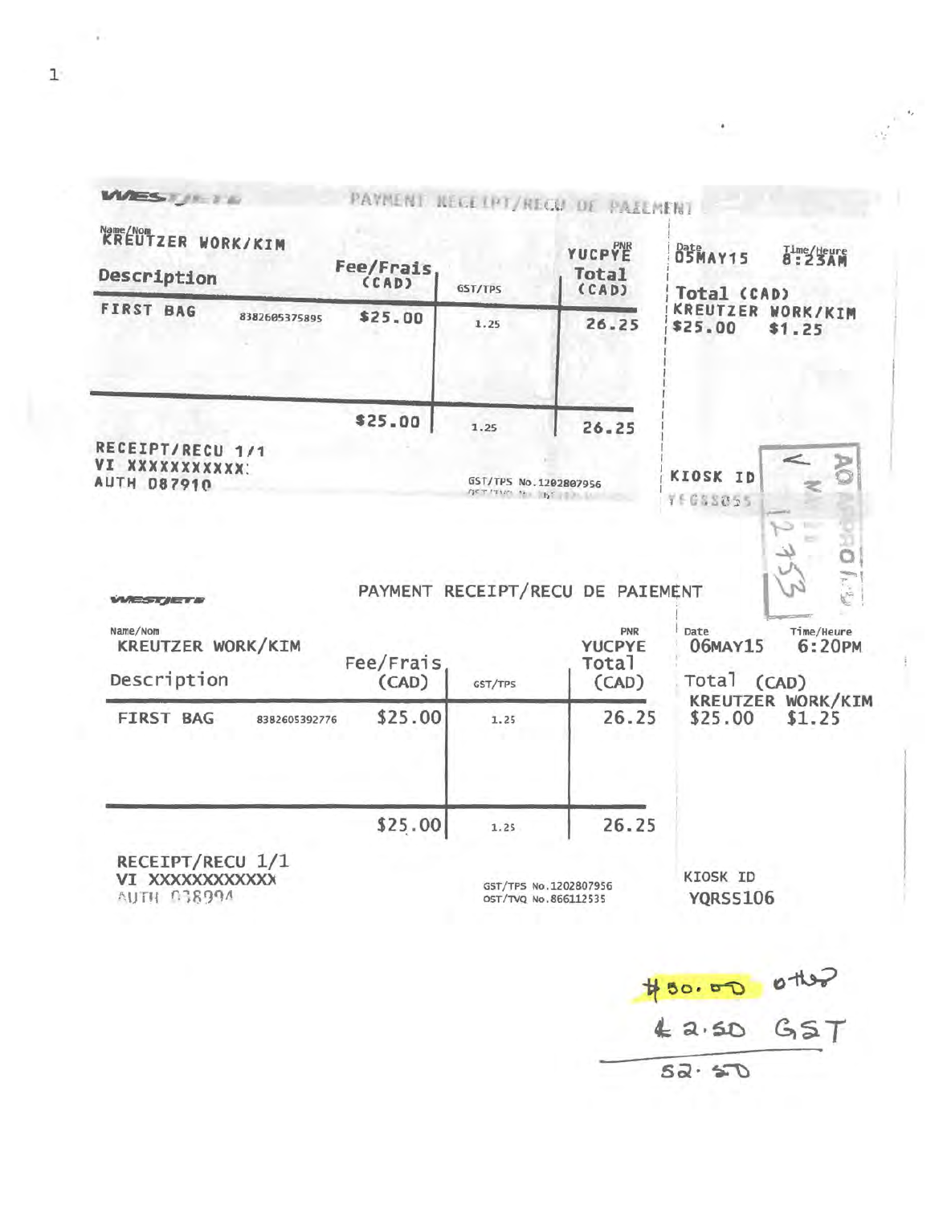**WESTJET** PAYMENT RECEIPT/RECU DE PAIEMENT

Name/Nom KREUTZER WORK/KIM

PNR YUCPYE

| Description | | Fee/Frais (CAD) | GST/TPS | Total (CAD) |
|---|---|---|---|---|
| FIRST BAG | 8382605375895 | $25.00 | 1.25 | 26.25 |
| | | $25.00 | 1.25 | 26.25 |

RECEIPT/RECU 1/1
VI XXXXXXXXXXX
AUTH 087910

GST/TPS No.1202807956

Date 05MAY15 Time/Heure 8:23AM

Total (CAD)
KREUTZER WORK/KIM
$25.00 $1.25

KIOSK ID
YEGSS055

AO APPROVED
12753

**WESTJET** PAYMENT RECEIPT/RECU DE PAIEMENT

Name/Nom KREUTZER WORK/KIM

PNR YUCPYE

| Description | | Fee/Frais (CAD) | GST/TPS | Total (CAD) |
|---|---|---|---|---|
| FIRST BAG | 8382605392776 | $25.00 | 1.25 | 26.25 |
| | | $25.00 | 1.25 | 26.25 |

RECEIPT/RECU 1/1
VI XXXXXXXXXXXX
AUTH 038994

GST/TPS No.1202807956
QST/TVQ No.866112535

Date 06MAY15 Time/Heure 6:20PM

Total (CAD)
KREUTZER WORK/KIM
$25.00 $1.25

KIOSK ID
YQRSS106

$50.00 other
$2.50 GST
52.50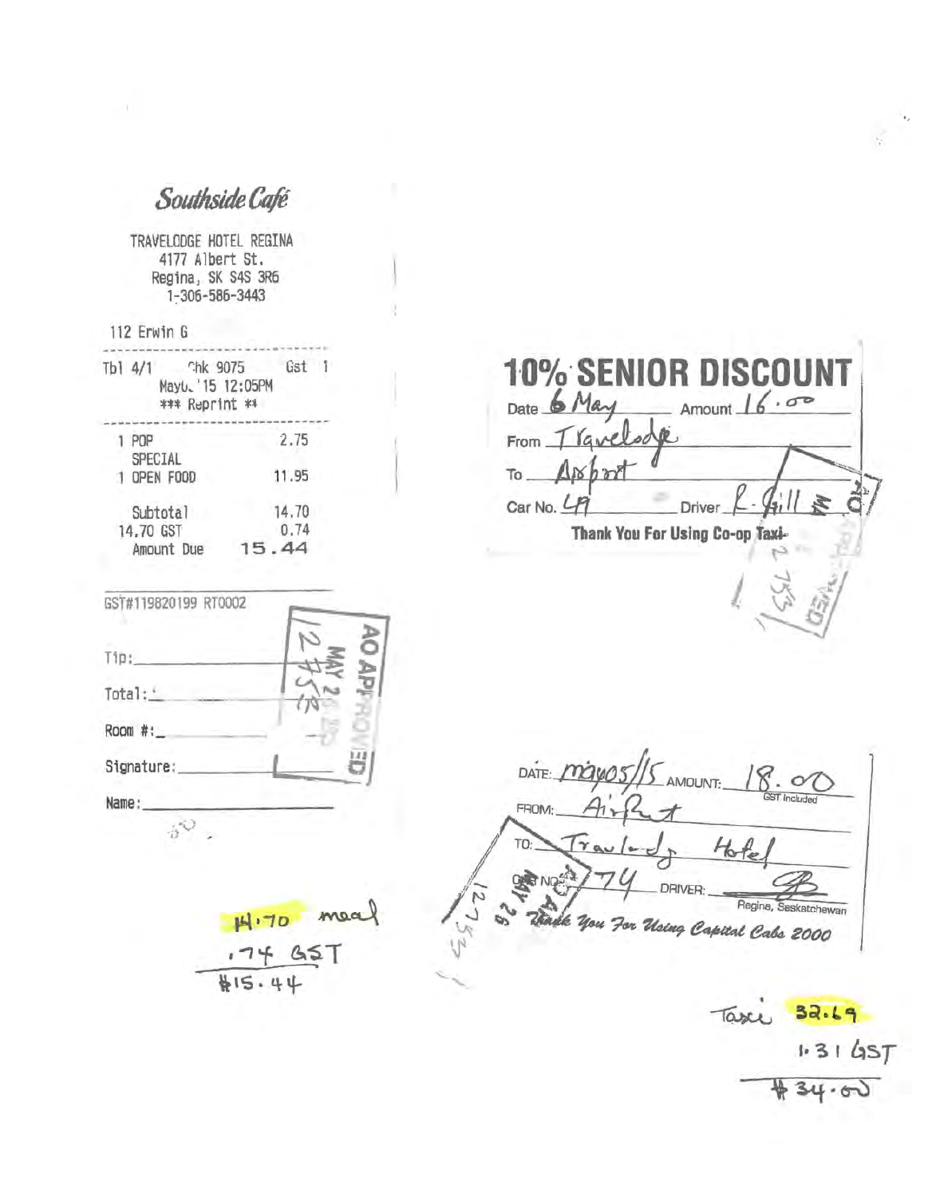**Southside Café**

TRAVELODGE HOTEL REGINA
4177 Albert St.
Regina, SK S4S 3R6
1-306-586-3443

112 Erwin G

| | |
|---|---|
| Tbl 4/1 Chk 9075 | Gst 1 |
| May05'15 12:05PM | |
| *** Reprint *** | |
| 1 POP | 2.75 |
| SPECIAL | |
| 1 OPEN FOOD | 11.95 |
| Subtotal | 14.70 |
| 14.70 GST | 0.74 |
| Amount Due | 15.44 |

GST#119820199 RT0002

Tip:

Total:

Room #:

Signature:

Name:

AO APPROVED MAY 26 12753

14.70 meal
.74 GST
$15.44

**10% SENIOR DISCOUNT**

Date: 6 May Amount: 16.00

From: Travelodge

To: Airport

Car No. 49 Driver: R. Gill

**Thank You For Using Co-op Taxi**

AO APPROVED 12753

DATE: May05/15 AMOUNT: 18.00 GST Included

FROM: Airport

TO: Travelodge Hotel

CAR NO.: 74 DRIVER:

Regina, Saskatchewan

*Thank You For Using Capital Cabs 2000*

AO APPROVED MAY 26 12753

Taxi 32.69
1.31 GST
$34.00